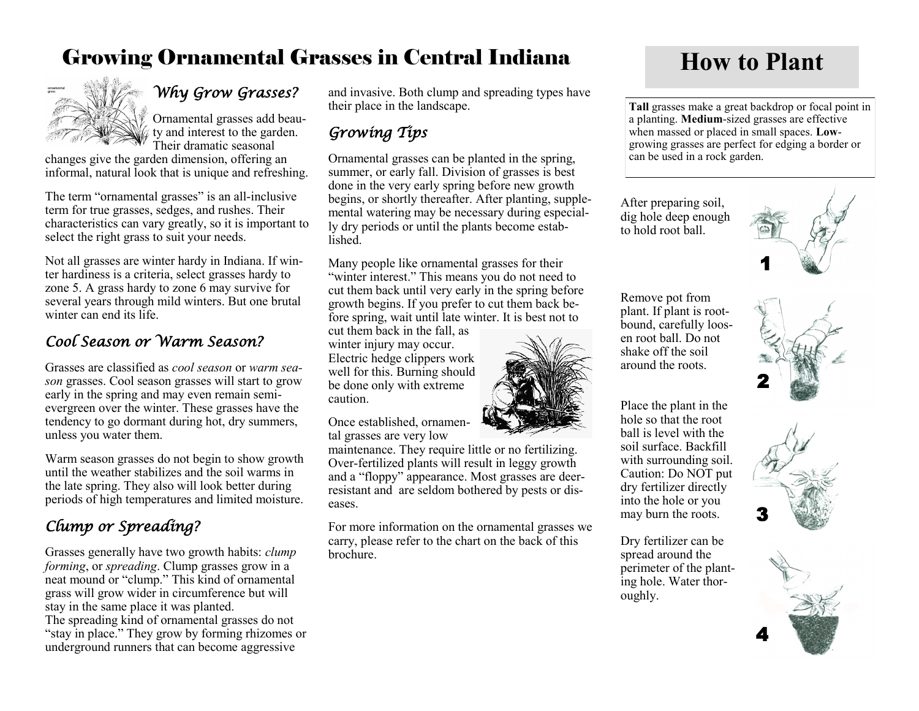# Growing Ornamental Grasses in Central Indiana

## Why Grow Grasses?

Ornamental grasses add beauty and interest to the garden. Their dramatic seasonal changes give the garden dimension, offering an informal, natural look that is unique and refreshing.

The term "ornamental grasses" is an all-inclusive term for true grasses, sedges, and rushes. Their characteristics can vary greatly, so it is important to select the right grass to suit your needs.

Not all grasses are winter hardy in Indiana. If winter hardiness is a criteria, select grasses hardy to zone 5. A grass hardy to zone 6 may survive for several years through mild winters. But one brutal winter can end its life.

## Cool Season or Warm Season?

Grasses are classified as *cool season* or *warm season* grasses. Cool season grasses will start to grow early in the spring and may even remain semi-evergreen over the winter. These grasses have the tendency to go dormant during hot, dry summers, unless you water them.

Warm season grasses do not begin to show growth until the weather stabilizes and the soil warms in the late spring. They also will look better during periods of high temperatures and limited moisture.

## Clump or Spreading?

Grasses generally have two growth habits: *clump forming*, or *spreading*. Clump grasses grow in a neat mound or "clump." This kind of ornamental grass will grow wider in circumference but will stay in the same place it was planted.
The spreading kind of ornamental grasses do not "stay in place." They grow by forming rhizomes or underground runners that can become aggressive and invasive. Both clump and spreading types have their place in the landscape.

## Growing Tips

Ornamental grasses can be planted in the spring, summer, or early fall. Division of grasses is best done in the very early spring before new growth begins, or shortly thereafter. After planting, supplemental watering may be necessary during especially dry periods or until the plants become established.

Many people like ornamental grasses for their "winter interest." This means you do not need to cut them back until very early in the spring before growth begins. If you prefer to cut them back before spring, wait until late winter. It is best not to cut them back in the fall, as winter injury may occur. Electric hedge clippers work well for this. Burning should be done only with extreme caution.

Once established, ornamental grasses are very low maintenance. They require little or no fertilizing. Over-fertilized plants will result in leggy growth and a "floppy" appearance. Most grasses are deer-resistant and are seldom bothered by pests or diseases.

For more information on the ornamental grasses we carry, please refer to the chart on the back of this brochure.

# How to Plant

**Tall** grasses make a great backdrop or focal point in a planting. **Medium**-sized grasses are effective when massed or placed in small spaces. **Low**-growing grasses are perfect for edging a border or can be used in a rock garden.

1. After preparing soil, dig hole deep enough to hold root ball.
2. Remove pot from plant. If plant is root-bound, carefully loosen root ball. Do not shake off the soil around the roots.
3. Place the plant in the hole so that the root ball is level with the soil surface. Backfill with surrounding soil. Caution: Do NOT put dry fertilizer directly into the hole or you may burn the roots.
4. Dry fertilizer can be spread around the perimeter of the planting hole. Water thoroughly.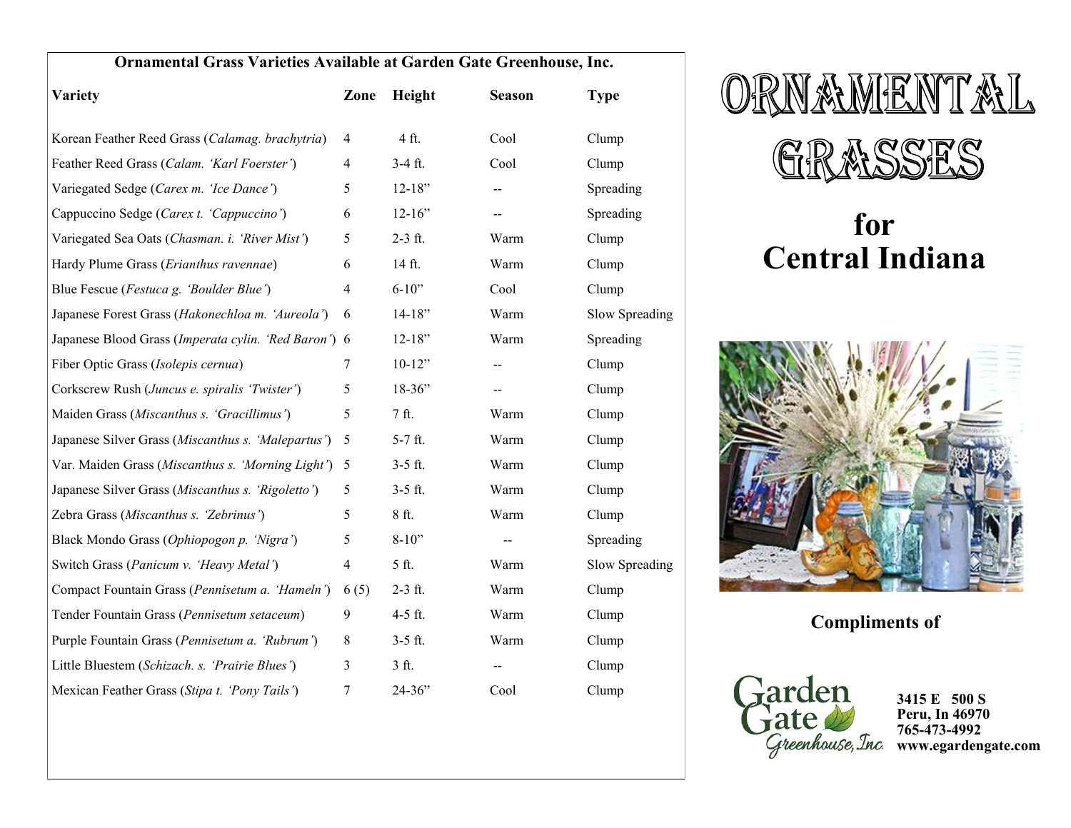**Ornamental Grass Varieties Available at Garden Gate Greenhouse, Inc.**

| Variety | Zone | Height | Season | Type |
|---|---|---|---|---|
| Korean Feather Reed Grass (*Calamag. brachytria*) | 4 | 4 ft. | Cool | Clump |
| Feather Reed Grass (*Calam. ‘Karl Foerster’*) | 4 | 3-4 ft. | Cool | Clump |
| Variegated Sedge (*Carex m. ‘Ice Dance’*) | 5 | 12-18” | -- | Spreading |
| Cappuccino Sedge (*Carex t. ‘Cappuccino’*) | 6 | 12-16” | -- | Spreading |
| Variegated Sea Oats (*Chasman. i. ‘River Mist’*) | 5 | 2-3 ft. | Warm | Clump |
| Hardy Plume Grass (*Erianthus ravennae*) | 6 | 14 ft. | Warm | Clump |
| Blue Fescue (*Festuca g. ‘Boulder Blue’*) | 4 | 6-10” | Cool | Clump |
| Japanese Forest Grass (*Hakonechloa m. ‘Aureola’*) | 6 | 14-18” | Warm | Slow Spreading |
| Japanese Blood Grass (*Imperata cylin. ‘Red Baron’*) | 6 | 12-18” | Warm | Spreading |
| Fiber Optic Grass (*Isolepis cernua*) | 7 | 10-12” | -- | Clump |
| Corkscrew Rush (*Juncus e. spiralis ‘Twister’*) | 5 | 18-36” | -- | Clump |
| Maiden Grass (*Miscanthus s. ‘Gracillimus’*) | 5 | 7 ft. | Warm | Clump |
| Japanese Silver Grass (*Miscanthus s. ‘Malepartus’*) | 5 | 5-7 ft. | Warm | Clump |
| Var. Maiden Grass (*Miscanthus s. ‘Morning Light’*) | 5 | 3-5 ft. | Warm | Clump |
| Japanese Silver Grass (*Miscanthus s. ‘Rigoletto’*) | 5 | 3-5 ft. | Warm | Clump |
| Zebra Grass (*Miscanthus s. ‘Zebrinus’*) | 5 | 8 ft. | Warm | Clump |
| Black Mondo Grass (*Ophiopogon p. ‘Nigra’*) | 5 | 8-10” | -- | Spreading |
| Switch Grass (*Panicum v. ‘Heavy Metal’*) | 4 | 5 ft. | Warm | Slow Spreading |
| Compact Fountain Grass (*Pennisetum a. ‘Hameln’*) | 6 (5) | 2-3 ft. | Warm | Clump |
| Tender Fountain Grass (*Pennisetum setaceum*) | 9 | 4-5 ft. | Warm | Clump |
| Purple Fountain Grass (*Pennisetum a. ‘Rubrum’*) | 8 | 3-5 ft. | Warm | Clump |
| Little Bluestem (*Schizach. s. ‘Prairie Blues’*) | 3 | 3 ft. | -- | Clump |
| Mexican Feather Grass (*Stipa t. ‘Pony Tails’*) | 7 | 24-36” | Cool | Clump |

# ORNAMENTAL GRASSES

## for Central Indiana

**Compliments of**

Garden Gate Greenhouse, Inc.

**3415 E 500 S**
**Peru, In 46970**
**765-473-4992**
**www.egardengate.com**